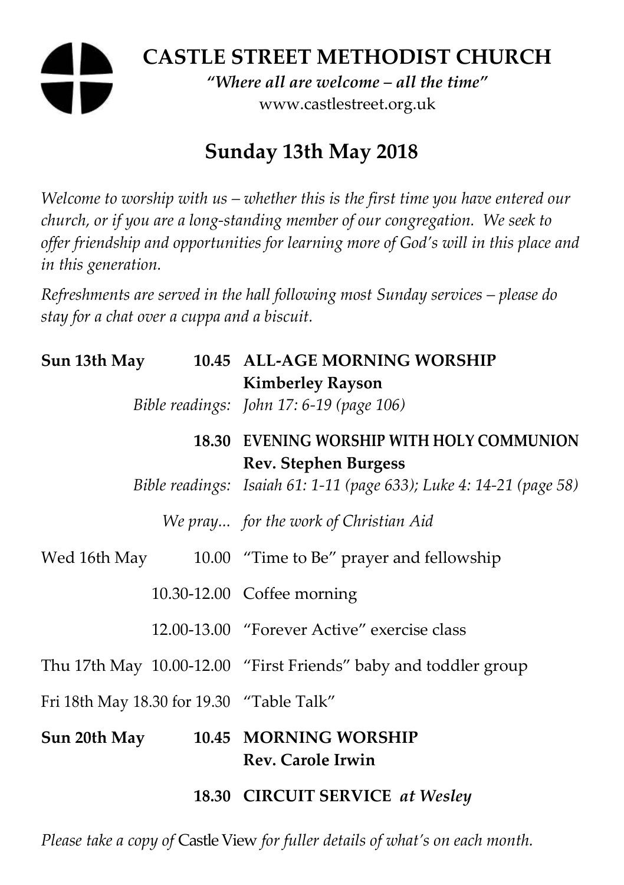# CASTLE STREET METHODIST CHURCH

*"Where all are welcome – all the time"*

www.castlestreet.org.uk

## Sunday 13th May 2018

*Welcome to worship with us – whether this is the first time you have entered our church, or if you are a long-standing member of our congregation. We seek to offer friendship and opportunities for learning more of God's will in this place and in this generation.*

*Refreshments are served in the hall following most Sunday services – please do stay for a chat over a cuppa and a biscuit.*

| | | |
|---|---|---|
| **Sun 13th May** | **10.45** | **ALL-AGE MORNING WORSHIP** |
| | | **Kimberley Rayson** |
| | *Bible readings:* | *John 17: 6-19 (page 106)* |
| | **18.30** | **EVENING WORSHIP WITH HOLY COMMUNION** |
| | | **Rev. Stephen Burgess** |
| | *Bible readings:* | *Isaiah 61: 1-11 (page 633); Luke 4: 14-21 (page 58)* |
| | *We pray...* | *for the work of Christian Aid* |
| Wed 16th May | 10.00 | "Time to Be" prayer and fellowship |
| | 10.30-12.00 | Coffee morning |
| | 12.00-13.00 | "Forever Active" exercise class |
| Thu 17th May | 10.00-12.00 | "First Friends" baby and toddler group |
| Fri 18th May | 18.30 for 19.30 | "Table Talk" |
| **Sun 20th May** | **10.45** | **MORNING WORSHIP** |
| | | **Rev. Carole Irwin** |
| | **18.30** | **CIRCUIT SERVICE** ***at Wesley*** |

*Please take a copy of* Castle View *for fuller details of what's on each month.*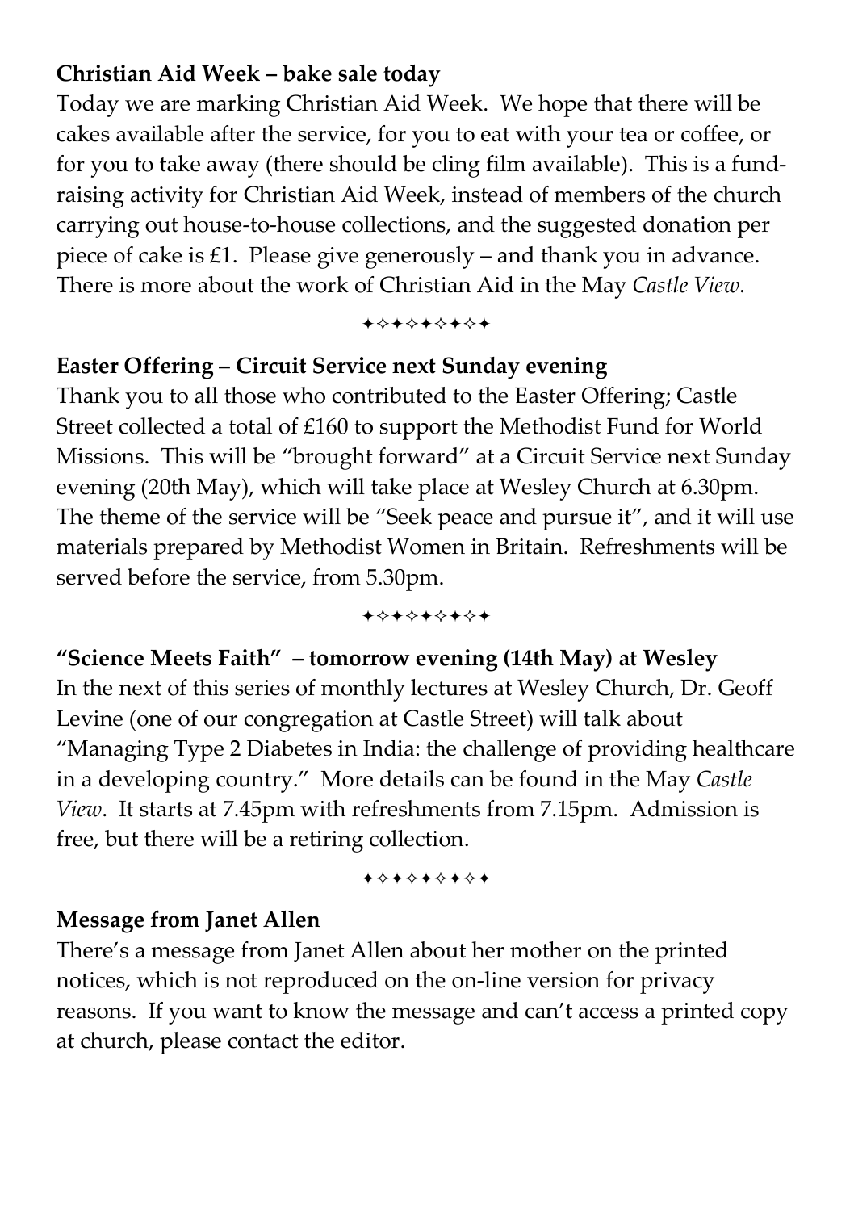**Christian Aid Week – bake sale today**

Today we are marking Christian Aid Week. We hope that there will be cakes available after the service, for you to eat with your tea or coffee, or for you to take away (there should be cling film available). This is a fund-raising activity for Christian Aid Week, instead of members of the church carrying out house-to-house collections, and the suggested donation per piece of cake is £1. Please give generously – and thank you in advance. There is more about the work of Christian Aid in the May *Castle View*.

✦✧✦✧✦✧✦✧✦

**Easter Offering – Circuit Service next Sunday evening**

Thank you to all those who contributed to the Easter Offering; Castle Street collected a total of £160 to support the Methodist Fund for World Missions. This will be "brought forward" at a Circuit Service next Sunday evening (20th May), which will take place at Wesley Church at 6.30pm. The theme of the service will be "Seek peace and pursue it", and it will use materials prepared by Methodist Women in Britain. Refreshments will be served before the service, from 5.30pm.

✦✧✦✧✦✧✦✧✦

**"Science Meets Faith" – tomorrow evening (14th May) at Wesley**

In the next of this series of monthly lectures at Wesley Church, Dr. Geoff Levine (one of our congregation at Castle Street) will talk about "Managing Type 2 Diabetes in India: the challenge of providing healthcare in a developing country." More details can be found in the May *Castle View*. It starts at 7.45pm with refreshments from 7.15pm. Admission is free, but there will be a retiring collection.

✦✧✦✧✦✧✦✧✦

**Message from Janet Allen**

There's a message from Janet Allen about her mother on the printed notices, which is not reproduced on the on-line version for privacy reasons. If you want to know the message and can't access a printed copy at church, please contact the editor.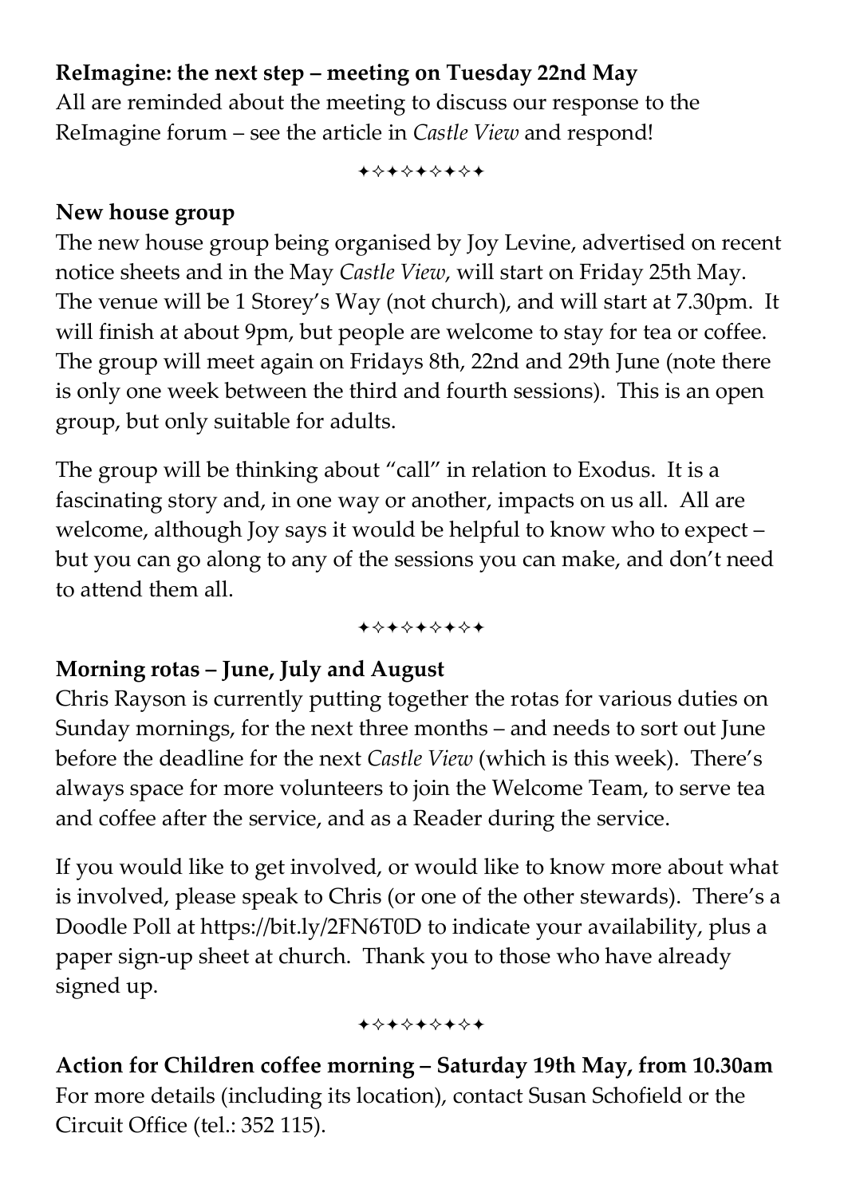**ReImagine: the next step – meeting on Tuesday 22nd May**
All are reminded about the meeting to discuss our response to the ReImagine forum – see the article in *Castle View* and respond!

✦✧✦✧✦✧✦✧✦

**New house group**
The new house group being organised by Joy Levine, advertised on recent notice sheets and in the May *Castle View*, will start on Friday 25th May. The venue will be 1 Storey's Way (not church), and will start at 7.30pm. It will finish at about 9pm, but people are welcome to stay for tea or coffee. The group will meet again on Fridays 8th, 22nd and 29th June (note there is only one week between the third and fourth sessions). This is an open group, but only suitable for adults.

The group will be thinking about "call" in relation to Exodus. It is a fascinating story and, in one way or another, impacts on us all. All are welcome, although Joy says it would be helpful to know who to expect – but you can go along to any of the sessions you can make, and don't need to attend them all.

✦✧✦✧✦✧✦✧✦

**Morning rotas – June, July and August**
Chris Rayson is currently putting together the rotas for various duties on Sunday mornings, for the next three months – and needs to sort out June before the deadline for the next *Castle View* (which is this week). There's always space for more volunteers to join the Welcome Team, to serve tea and coffee after the service, and as a Reader during the service.

If you would like to get involved, or would like to know more about what is involved, please speak to Chris (or one of the other stewards). There's a Doodle Poll at https://bit.ly/2FN6T0D to indicate your availability, plus a paper sign-up sheet at church. Thank you to those who have already signed up.

✦✧✦✧✦✧✦✧✦

**Action for Children coffee morning – Saturday 19th May, from 10.30am**
For more details (including its location), contact Susan Schofield or the Circuit Office (tel.: 352 115).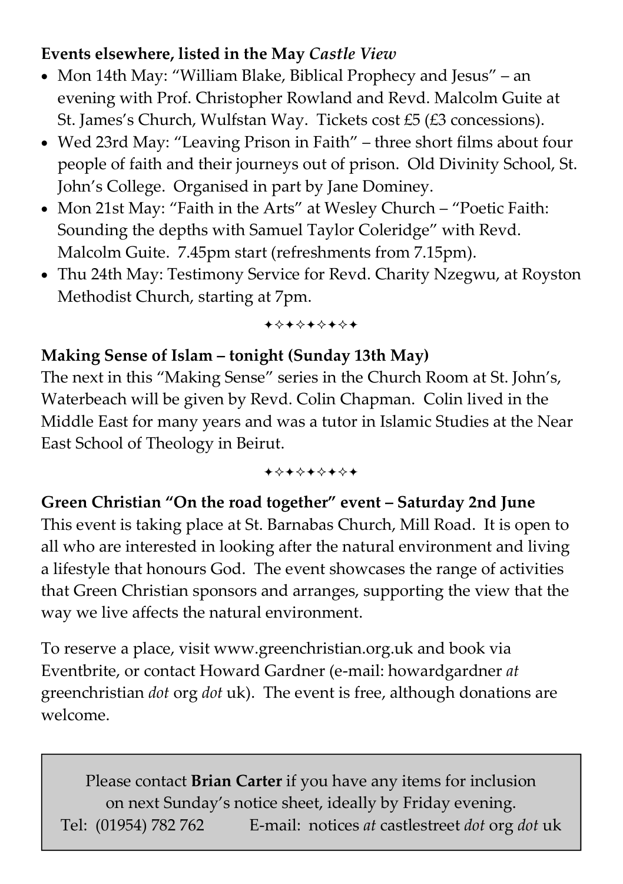**Events elsewhere, listed in the May *Castle View***

- Mon 14th May: "William Blake, Biblical Prophecy and Jesus" – an evening with Prof. Christopher Rowland and Revd. Malcolm Guite at St. James's Church, Wulfstan Way. Tickets cost £5 (£3 concessions).
- Wed 23rd May: "Leaving Prison in Faith" – three short films about four people of faith and their journeys out of prison. Old Divinity School, St. John's College. Organised in part by Jane Dominey.
- Mon 21st May: "Faith in the Arts" at Wesley Church – "Poetic Faith: Sounding the depths with Samuel Taylor Coleridge" with Revd. Malcolm Guite. 7.45pm start (refreshments from 7.15pm).
- Thu 24th May: Testimony Service for Revd. Charity Nzegwu, at Royston Methodist Church, starting at 7pm.

✦✧✦✧✦✧✦✧✦

**Making Sense of Islam – tonight (Sunday 13th May)**

The next in this "Making Sense" series in the Church Room at St. John's, Waterbeach will be given by Revd. Colin Chapman. Colin lived in the Middle East for many years and was a tutor in Islamic Studies at the Near East School of Theology in Beirut.

✦✧✦✧✦✧✦✧✦

**Green Christian "On the road together" event – Saturday 2nd June**

This event is taking place at St. Barnabas Church, Mill Road. It is open to all who are interested in looking after the natural environment and living a lifestyle that honours God. The event showcases the range of activities that Green Christian sponsors and arranges, supporting the view that the way we live affects the natural environment.

To reserve a place, visit www.greenchristian.org.uk and book via Eventbrite, or contact Howard Gardner (e-mail: howardgardner *at* greenchristian *dot* org *dot* uk). The event is free, although donations are welcome.

Please contact **Brian Carter** if you have any items for inclusion on next Sunday's notice sheet, ideally by Friday evening.
Tel: (01954) 782 762 E-mail: notices *at* castlestreet *dot* org *dot* uk